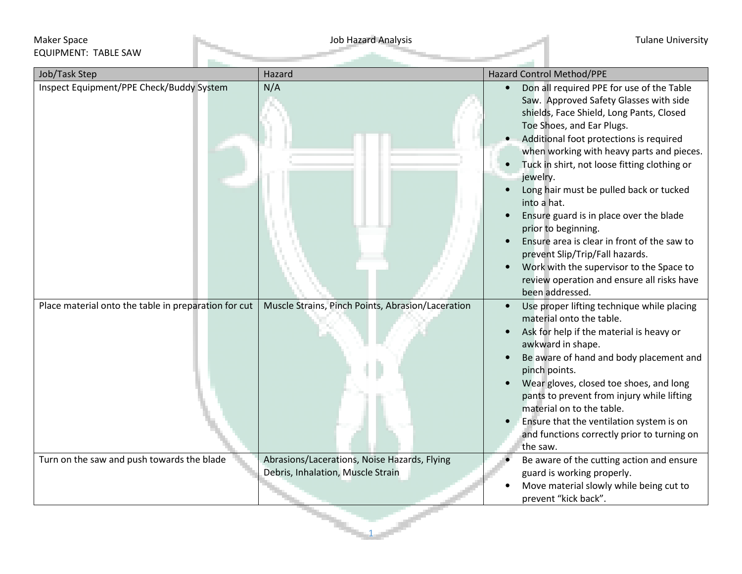Maker Space | Job Hazard Analysis | Tulane University

EQUIPMENT: TABLE SAW

| Job/Task Step | Hazard | Hazard Control Method/PPE |
|---|---|---|
| Inspect Equipment/PPE Check/Buddy System | N/A | • Don all required PPE for use of the Table Saw. Approved Safety Glasses with side shields, Face Shield, Long Pants, Closed Toe Shoes, and Ear Plugs.<br>• Additional foot protections is required when working with heavy parts and pieces.<br>• Tuck in shirt, not loose fitting clothing or jewelry.<br>• Long hair must be pulled back or tucked into a hat.<br>• Ensure guard is in place over the blade prior to beginning.<br>• Ensure area is clear in front of the saw to prevent Slip/Trip/Fall hazards.<br>• Work with the supervisor to the Space to review operation and ensure all risks have been addressed. |
| Place material onto the table in preparation for cut | Muscle Strains, Pinch Points, Abrasion/Laceration | • Use proper lifting technique while placing material onto the table.<br>• Ask for help if the material is heavy or awkward in shape.<br>• Be aware of hand and body placement and pinch points.<br>• Wear gloves, closed toe shoes, and long pants to prevent from injury while lifting material on to the table.<br>• Ensure that the ventilation system is on and functions correctly prior to turning on the saw. |
| Turn on the saw and push towards the blade | Abrasions/Lacerations, Noise Hazards, Flying Debris, Inhalation, Muscle Strain | • Be aware of the cutting action and ensure guard is working properly.<br>• Move material slowly while being cut to prevent "kick back". |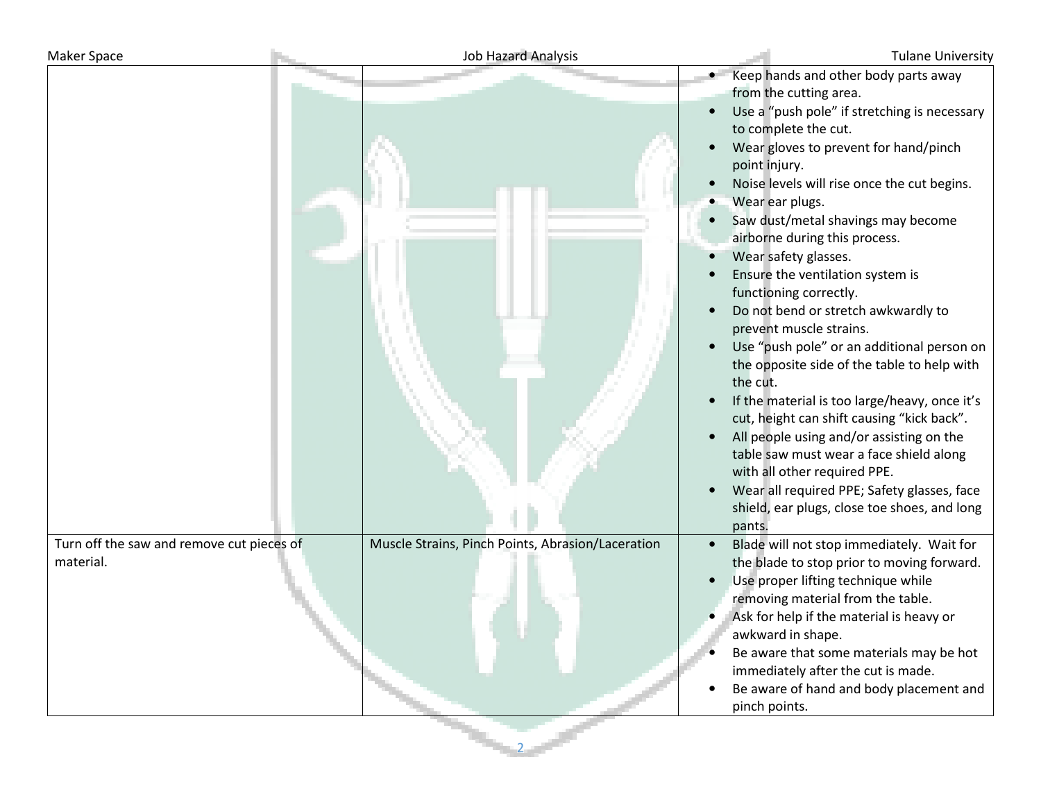| | | |
|---|---|---|
| | | • Keep hands and other body parts away from the cutting area.<br>• Use a "push pole" if stretching is necessary to complete the cut.<br>• Wear gloves to prevent for hand/pinch point injury.<br>• Noise levels will rise once the cut begins.<br>• Wear ear plugs.<br>• Saw dust/metal shavings may become airborne during this process.<br>• Wear safety glasses.<br>• Ensure the ventilation system is functioning correctly.<br>• Do not bend or stretch awkwardly to prevent muscle strains.<br>• Use "push pole" or an additional person on the opposite side of the table to help with the cut.<br>• If the material is too large/heavy, once it's cut, height can shift causing "kick back".<br>• All people using and/or assisting on the table saw must wear a face shield along with all other required PPE.<br>• Wear all required PPE; Safety glasses, face shield, ear plugs, close toe shoes, and long pants. |
| Turn off the saw and remove cut pieces of material. | Muscle Strains, Pinch Points, Abrasion/Laceration | • Blade will not stop immediately. Wait for the blade to stop prior to moving forward.<br>• Use proper lifting technique while removing material from the table.<br>• Ask for help if the material is heavy or awkward in shape.<br>• Be aware that some materials may be hot immediately after the cut is made.<br>• Be aware of hand and body placement and pinch points. |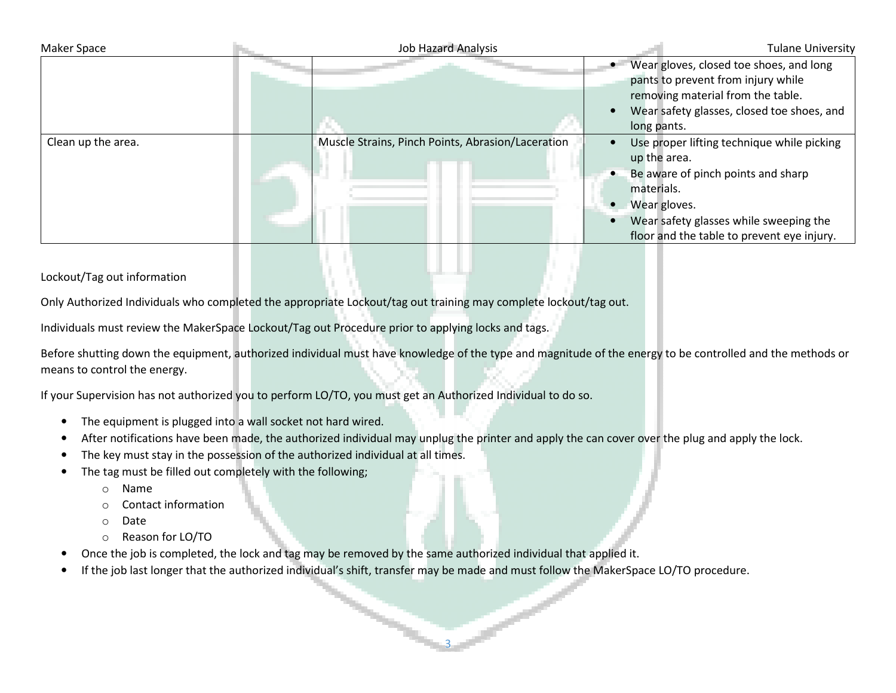| | | |
|---|---|---|
| | | • Wear gloves, closed toe shoes, and long pants to prevent from injury while removing material from the table.<br>• Wear safety glasses, closed toe shoes, and long pants. |
| Clean up the area. | Muscle Strains, Pinch Points, Abrasion/Laceration | • Use proper lifting technique while picking up the area.<br>• Be aware of pinch points and sharp materials.<br>• Wear gloves.<br>• Wear safety glasses while sweeping the floor and the table to prevent eye injury. |

Lockout/Tag out information

Only Authorized Individuals who completed the appropriate Lockout/tag out training may complete lockout/tag out.

Individuals must review the MakerSpace Lockout/Tag out Procedure prior to applying locks and tags.

Before shutting down the equipment, authorized individual must have knowledge of the type and magnitude of the energy to be controlled and the methods or means to control the energy.

If your Supervision has not authorized you to perform LO/TO, you must get an Authorized Individual to do so.

- The equipment is plugged into a wall socket not hard wired.
- After notifications have been made, the authorized individual may unplug the printer and apply the can cover over the plug and apply the lock.
- The key must stay in the possession of the authorized individual at all times.
- The tag must be filled out completely with the following;
  - Name
  - Contact information
  - Date
  - Reason for LO/TO
- Once the job is completed, the lock and tag may be removed by the same authorized individual that applied it.
- If the job last longer that the authorized individual's shift, transfer may be made and must follow the MakerSpace LO/TO procedure.